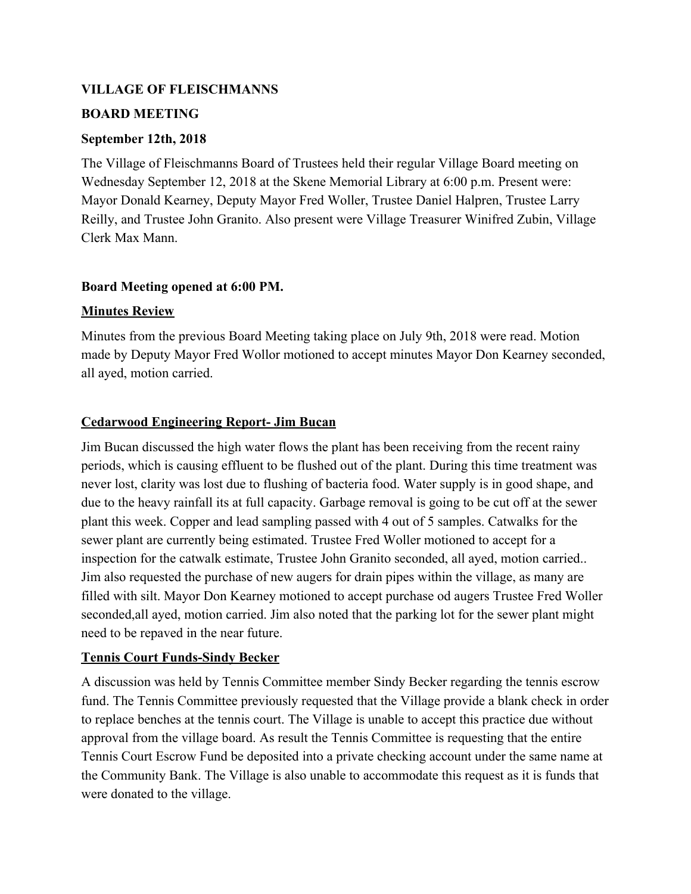**VILLAGE OF FLEISCHMANNS**

**BOARD MEETING**

**September 12th, 2018**

The Village of Fleischmanns Board of Trustees held their regular Village Board meeting on Wednesday September 12, 2018 at the Skene Memorial Library at 6:00 p.m. Present were: Mayor Donald Kearney, Deputy Mayor Fred Woller, Trustee Daniel Halpren, Trustee Larry Reilly, and Trustee John Granito. Also present were Village Treasurer Winifred Zubin, Village Clerk Max Mann.

**Board Meeting opened at 6:00 PM.**

**<u>Minutes Review</u>**

Minutes from the previous Board Meeting taking place on July 9th, 2018 were read. Motion made by Deputy Mayor Fred Wollor motioned to accept minutes Mayor Don Kearney seconded, all ayed, motion carried.

**<u>Cedarwood Engineering Report- Jim Bucan</u>**

Jim Bucan discussed the high water flows the plant has been receiving from the recent rainy periods, which is causing effluent to be flushed out of the plant. During this time treatment was never lost, clarity was lost due to flushing of bacteria food. Water supply is in good shape, and due to the heavy rainfall its at full capacity. Garbage removal is going to be cut off at the sewer plant this week. Copper and lead sampling passed with 4 out of 5 samples. Catwalks for the sewer plant are currently being estimated. Trustee Fred Woller motioned to accept for a inspection for the catwalk estimate, Trustee John Granito seconded, all ayed, motion carried.. Jim also requested the purchase of new augers for drain pipes within the village, as many are filled with silt. Mayor Don Kearney motioned to accept purchase od augers Trustee Fred Woller seconded,all ayed, motion carried. Jim also noted that the parking lot for the sewer plant might need to be repaved in the near future.

**<u>Tennis Court Funds-Sindy Becker</u>**

A discussion was held by Tennis Committee member Sindy Becker regarding the tennis escrow fund. The Tennis Committee previously requested that the Village provide a blank check in order to replace benches at the tennis court. The Village is unable to accept this practice due without approval from the village board. As result the Tennis Committee is requesting that the entire Tennis Court Escrow Fund be deposited into a private checking account under the same name at the Community Bank. The Village is also unable to accommodate this request as it is funds that were donated to the village.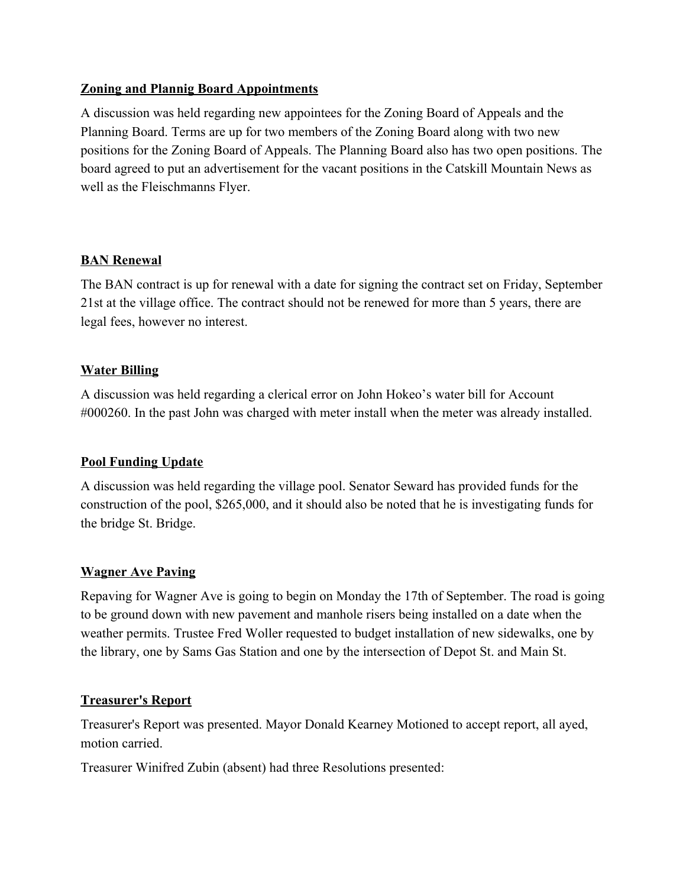**Zoning and Plannig Board Appointments**

A discussion was held regarding new appointees for the Zoning Board of Appeals and the Planning Board. Terms are up for two members of the Zoning Board along with two new positions for the Zoning Board of Appeals. The Planning Board also has two open positions. The board agreed to put an advertisement for the vacant positions in the Catskill Mountain News as well as the Fleischmanns Flyer.

**BAN Renewal**

The BAN contract is up for renewal with a date for signing the contract set on Friday, September 21st at the village office. The contract should not be renewed for more than 5 years, there are legal fees, however no interest.

**Water Billing**

A discussion was held regarding a clerical error on John Hokeo's water bill for Account #000260. In the past John was charged with meter install when the meter was already installed.

**Pool Funding Update**

A discussion was held regarding the village pool. Senator Seward has provided funds for the construction of the pool, $265,000, and it should also be noted that he is investigating funds for the bridge St. Bridge.

**Wagner Ave Paving**

Repaving for Wagner Ave is going to begin on Monday the 17th of September. The road is going to be ground down with new pavement and manhole risers being installed on a date when the weather permits. Trustee Fred Woller requested to budget installation of new sidewalks, one by the library, one by Sams Gas Station and one by the intersection of Depot St. and Main St.

**Treasurer's Report**

Treasurer's Report was presented. Mayor Donald Kearney Motioned to accept report, all ayed, motion carried.

Treasurer Winifred Zubin (absent) had three Resolutions presented: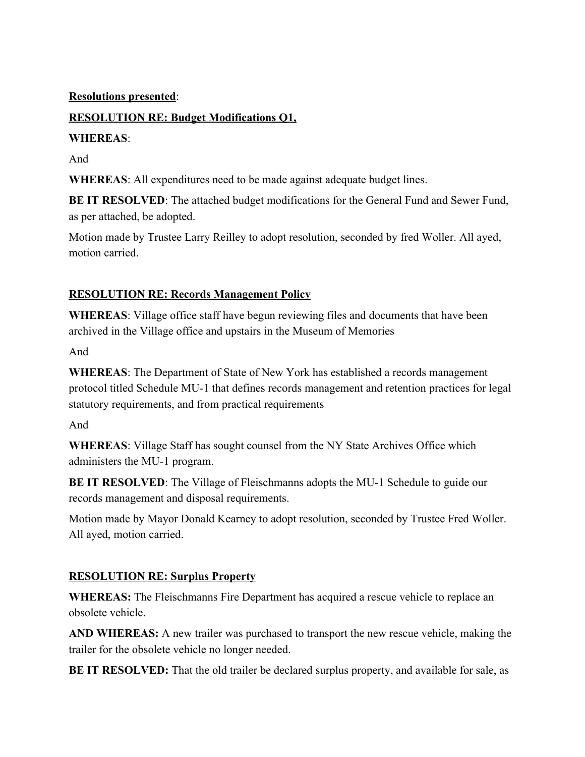**<u>Resolutions presented</u>**:

**<u>RESOLUTION RE: Budget Modifications Q1,</u>**

**WHEREAS**:

And

**WHEREAS**: All expenditures need to be made against adequate budget lines.

**BE IT RESOLVED**: The attached budget modifications for the General Fund and Sewer Fund, as per attached, be adopted.

Motion made by Trustee Larry Reilley to adopt resolution, seconded by fred Woller. All ayed, motion carried.

**<u>RESOLUTION RE: Records Management Policy</u>**

**WHEREAS**: Village office staff have begun reviewing files and documents that have been archived in the Village office and upstairs in the Museum of Memories

And

**WHEREAS**: The Department of State of New York has established a records management protocol titled Schedule MU-1 that defines records management and retention practices for legal statutory requirements, and from practical requirements

And

**WHEREAS**: Village Staff has sought counsel from the NY State Archives Office which administers the MU-1 program.

**BE IT RESOLVED**: The Village of Fleischmanns adopts the MU-1 Schedule to guide our records management and disposal requirements.

Motion made by Mayor Donald Kearney to adopt resolution, seconded by Trustee Fred Woller. All ayed, motion carried.

**<u>RESOLUTION RE: Surplus Property</u>**

**WHEREAS:** The Fleischmanns Fire Department has acquired a rescue vehicle to replace an obsolete vehicle.

**AND WHEREAS:** A new trailer was purchased to transport the new rescue vehicle, making the trailer for the obsolete vehicle no longer needed.

**BE IT RESOLVED:** That the old trailer be declared surplus property, and available for sale, as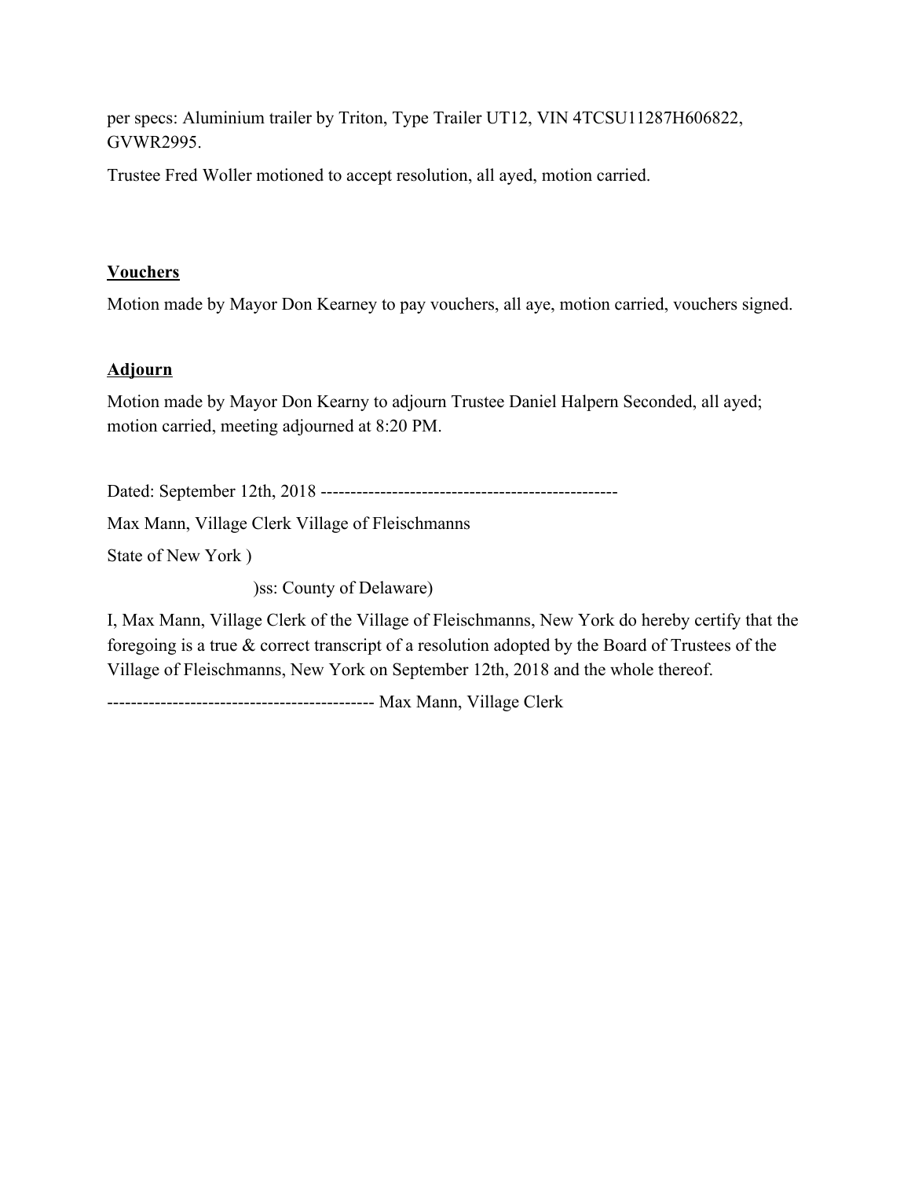per specs: Aluminium trailer by Triton, Type Trailer UT12, VIN 4TCSU11287H606822, GVWR2995.

Trustee Fred Woller motioned to accept resolution, all ayed, motion carried.

**Vouchers**

Motion made by Mayor Don Kearney to pay vouchers, all aye, motion carried, vouchers signed.

**Adjourn**

Motion made by Mayor Don Kearny to adjourn Trustee Daniel Halpern Seconded, all ayed; motion carried, meeting adjourned at 8:20 PM.

Dated: September 12th, 2018 --------------------------------------------------

Max Mann, Village Clerk Village of Fleischmanns

State of New York )

)ss: County of Delaware)

I, Max Mann, Village Clerk of the Village of Fleischmanns, New York do hereby certify that the foregoing is a true & correct transcript of a resolution adopted by the Board of Trustees of the Village of Fleischmanns, New York on September 12th, 2018 and the whole thereof.

--------------------------------------------- Max Mann, Village Clerk